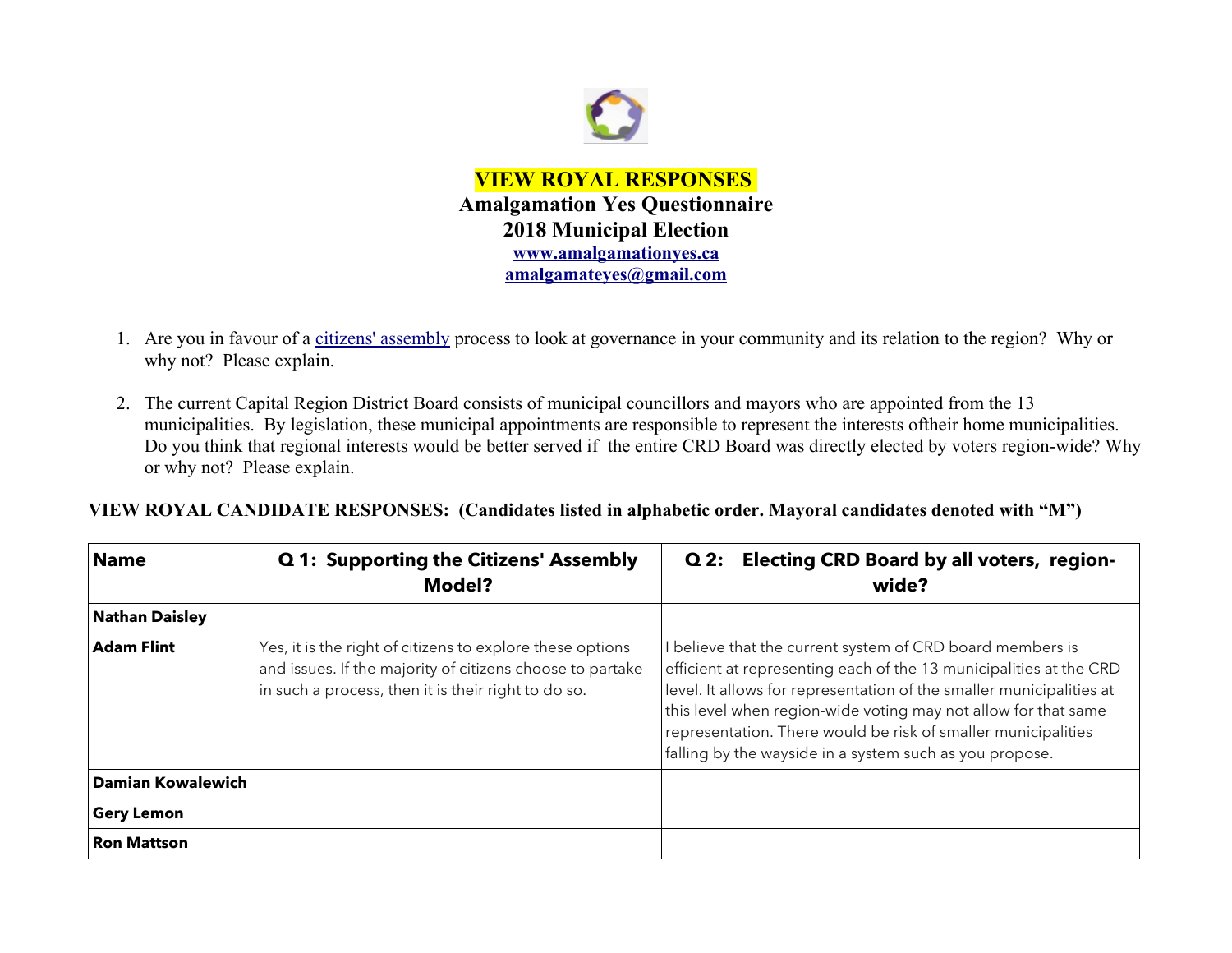# VIEW ROYAL RESPONSES

## Amalgamation Yes Questionnaire
## 2018 Municipal Election

[www.amalgamationyes.ca](http://www.amalgamationyes.ca)
[amalgamateyes@gmail.com](mailto:amalgamateyes@gmail.com)

1. Are you in favour of a citizens' assembly process to look at governance in your community and its relation to the region? Why or why not? Please explain.

2. The current Capital Region District Board consists of municipal councillors and mayors who are appointed from the 13 municipalities. By legislation, these municipal appointments are responsible to represent the interests oftheir home municipalities. Do you think that regional interests would be better served if the entire CRD Board was directly elected by voters region-wide? Why or why not? Please explain.

**VIEW ROYAL CANDIDATE RESPONSES: (Candidates listed in alphabetic order. Mayoral candidates denoted with "M")**

| Name | Q 1: Supporting the Citizens' Assembly Model? | Q 2: Electing CRD Board by all voters, region-wide? |
|---|---|---|
| **Nathan Daisley** | | |
| **Adam Flint** | Yes, it is the right of citizens to explore these options and issues. If the majority of citizens choose to partake in such a process, then it is their right to do so. | I believe that the current system of CRD board members is efficient at representing each of the 13 municipalities at the CRD level. It allows for representation of the smaller municipalities at this level when region-wide voting may not allow for that same representation. There would be risk of smaller municipalities falling by the wayside in a system such as you propose. |
| **Damian Kowalewich** | | |
| **Gery Lemon** | | |
| **Ron Mattson** | | |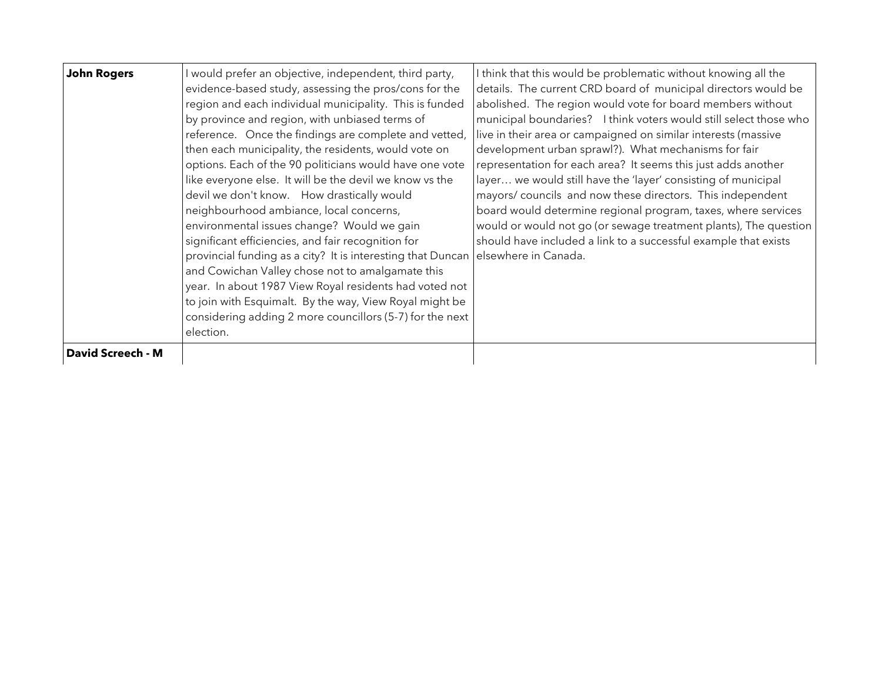| | | |
|---|---|---|
| **John Rogers** | I would prefer an objective, independent, third party, evidence-based study, assessing the pros/cons for the region and each individual municipality. This is funded by province and region, with unbiased terms of reference. Once the findings are complete and vetted, then each municipality, the residents, would vote on options. Each of the 90 politicians would have one vote like everyone else. It will be the devil we know vs the devil we don't know. How drastically would neighbourhood ambiance, local concerns, environmental issues change? Would we gain significant efficiencies, and fair recognition for provincial funding as a city? It is interesting that Duncan and Cowichan Valley chose not to amalgamate this year. In about 1987 View Royal residents had voted not to join with Esquimalt. By the way, View Royal might be considering adding 2 more councillors (5-7) for the next election. | I think that this would be problematic without knowing all the details. The current CRD board of municipal directors would be abolished. The region would vote for board members without municipal boundaries? I think voters would still select those who live in their area or campaigned on similar interests (massive development urban sprawl?). What mechanisms for fair representation for each area? It seems this just adds another layer… we would still have the 'layer' consisting of municipal mayors/ councils and now these directors. This independent board would determine regional program, taxes, where services would or would not go (or sewage treatment plants), The question should have included a link to a successful example that exists elsewhere in Canada. |
| **David Screech - M** | | |